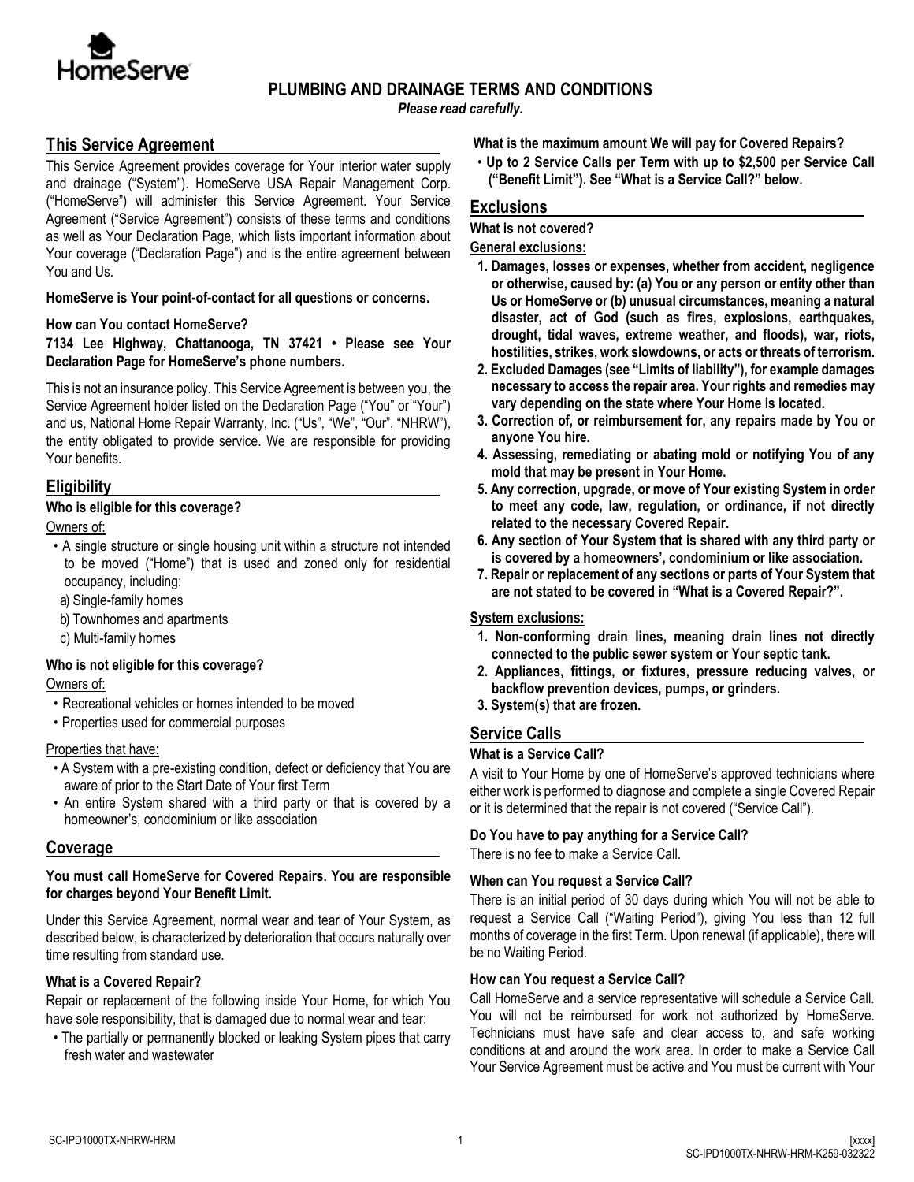# PLUMBING AND DRAINAGE TERMS AND CONDITIONS

*Please read carefully.*

## This Service Agreement

This Service Agreement provides coverage for Your interior water supply and drainage ("System"). HomeServe USA Repair Management Corp. ("HomeServe") will administer this Service Agreement. Your Service Agreement ("Service Agreement") consists of these terms and conditions as well as Your Declaration Page, which lists important information about Your coverage ("Declaration Page") and is the entire agreement between You and Us.

**HomeServe is Your point-of-contact for all questions or concerns.**

**How can You contact HomeServe?**

**7134 Lee Highway, Chattanooga, TN 37421 • Please see Your Declaration Page for HomeServe's phone numbers.**

This is not an insurance policy. This Service Agreement is between you, the Service Agreement holder listed on the Declaration Page ("You" or "Your") and us, National Home Repair Warranty, Inc. ("Us", "We", "Our", "NHRW"), the entity obligated to provide service. We are responsible for providing Your benefits.

## Eligibility

**Who is eligible for this coverage?**

Owners of:

- A single structure or single housing unit within a structure not intended to be moved ("Home") that is used and zoned only for residential occupancy, including:
  - a) Single-family homes
  - b) Townhomes and apartments
  - c) Multi-family homes

**Who is not eligible for this coverage?**

Owners of:

- Recreational vehicles or homes intended to be moved
- Properties used for commercial purposes

Properties that have:

- A System with a pre-existing condition, defect or deficiency that You are aware of prior to the Start Date of Your first Term
- An entire System shared with a third party or that is covered by a homeowner's, condominium or like association

## Coverage

**You must call HomeServe for Covered Repairs. You are responsible for charges beyond Your Benefit Limit.**

Under this Service Agreement, normal wear and tear of Your System, as described below, is characterized by deterioration that occurs naturally over time resulting from standard use.

**What is a Covered Repair?**

Repair or replacement of the following inside Your Home, for which You have sole responsibility, that is damaged due to normal wear and tear:

- The partially or permanently blocked or leaking System pipes that carry fresh water and wastewater

**What is the maximum amount We will pay for Covered Repairs?**

- **Up to 2 Service Calls per Term with up to $2,500 per Service Call ("Benefit Limit"). See "What is a Service Call?" below.**

## Exclusions

**What is not covered?**

**General exclusions:**

1. **Damages, losses or expenses, whether from accident, negligence or otherwise, caused by: (a) You or any person or entity other than Us or HomeServe or (b) unusual circumstances, meaning a natural disaster, act of God (such as fires, explosions, earthquakes, drought, tidal waves, extreme weather, and floods), war, riots, hostilities, strikes, work slowdowns, or acts or threats of terrorism.**
2. **Excluded Damages (see "Limits of liability"), for example damages necessary to access the repair area. Your rights and remedies may vary depending on the state where Your Home is located.**
3. **Correction of, or reimbursement for, any repairs made by You or anyone You hire.**
4. **Assessing, remediating or abating mold or notifying You of any mold that may be present in Your Home.**
5. **Any correction, upgrade, or move of Your existing System in order to meet any code, law, regulation, or ordinance, if not directly related to the necessary Covered Repair.**
6. **Any section of Your System that is shared with any third party or is covered by a homeowners', condominium or like association.**
7. **Repair or replacement of any sections or parts of Your System that are not stated to be covered in "What is a Covered Repair?".**

**System exclusions:**

1. **Non-conforming drain lines, meaning drain lines not directly connected to the public sewer system or Your septic tank.**
2. **Appliances, fittings, or fixtures, pressure reducing valves, or backflow prevention devices, pumps, or grinders.**
3. **System(s) that are frozen.**

## Service Calls

**What is a Service Call?**

A visit to Your Home by one of HomeServe's approved technicians where either work is performed to diagnose and complete a single Covered Repair or it is determined that the repair is not covered ("Service Call").

**Do You have to pay anything for a Service Call?**

There is no fee to make a Service Call.

**When can You request a Service Call?**

There is an initial period of 30 days during which You will not be able to request a Service Call ("Waiting Period"), giving You less than 12 full months of coverage in the first Term. Upon renewal (if applicable), there will be no Waiting Period.

**How can You request a Service Call?**

Call HomeServe and a service representative will schedule a Service Call. You will not be reimbursed for work not authorized by HomeServe. Technicians must have safe and clear access to, and safe working conditions at and around the work area. In order to make a Service Call Your Service Agreement must be active and You must be current with Your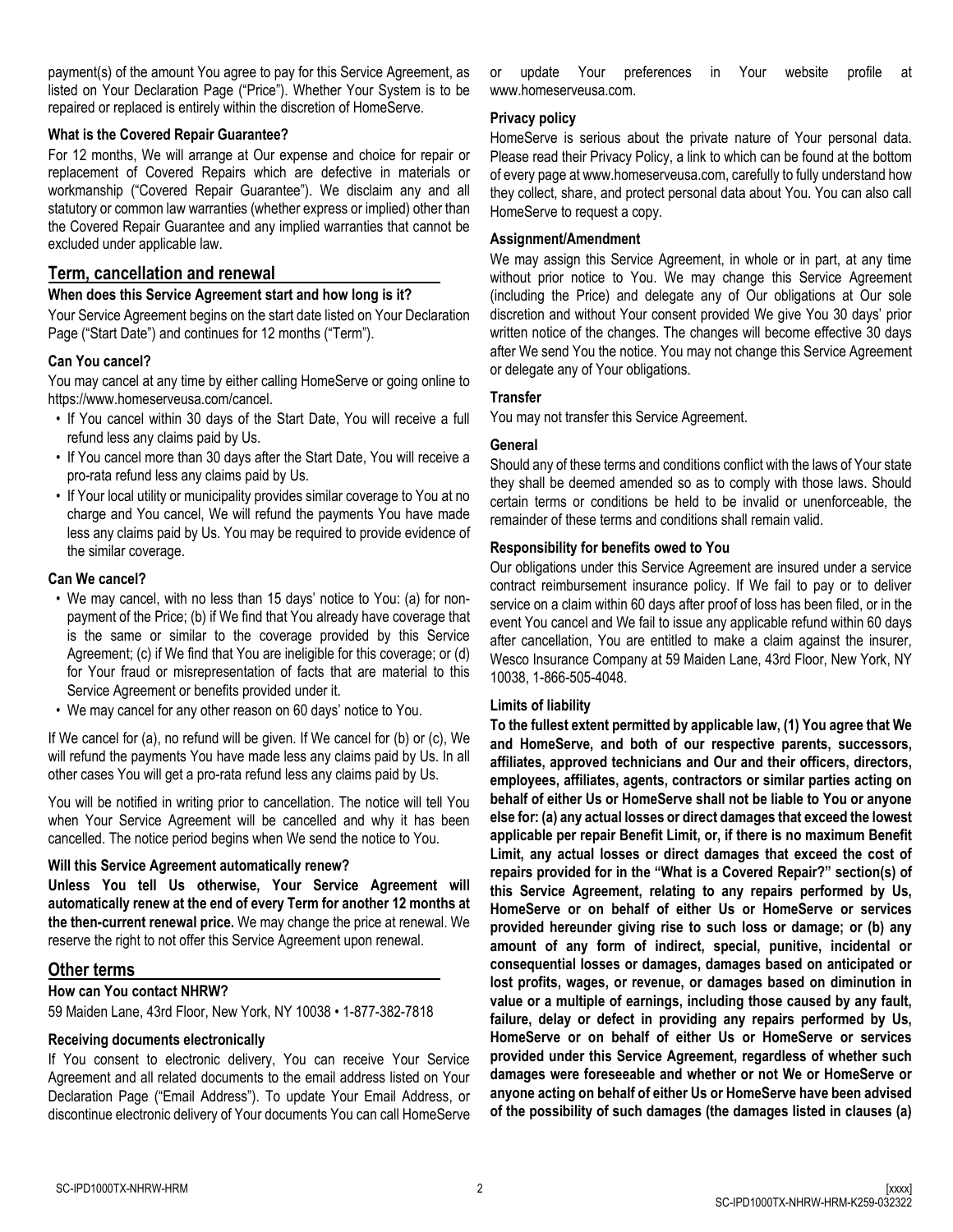payment(s) of the amount You agree to pay for this Service Agreement, as listed on Your Declaration Page ("Price"). Whether Your System is to be repaired or replaced is entirely within the discretion of HomeServe.

### What is the Covered Repair Guarantee?

For 12 months, We will arrange at Our expense and choice for repair or replacement of Covered Repairs which are defective in materials or workmanship ("Covered Repair Guarantee"). We disclaim any and all statutory or common law warranties (whether express or implied) other than the Covered Repair Guarantee and any implied warranties that cannot be excluded under applicable law.

## Term, cancellation and renewal

### When does this Service Agreement start and how long is it?

Your Service Agreement begins on the start date listed on Your Declaration Page ("Start Date") and continues for 12 months ("Term").

### Can You cancel?

You may cancel at any time by either calling HomeServe or going online to https://www.homeserveusa.com/cancel.

- If You cancel within 30 days of the Start Date, You will receive a full refund less any claims paid by Us.
- If You cancel more than 30 days after the Start Date, You will receive a pro-rata refund less any claims paid by Us.
- If Your local utility or municipality provides similar coverage to You at no charge and You cancel, We will refund the payments You have made less any claims paid by Us. You may be required to provide evidence of the similar coverage.

### Can We cancel?

- We may cancel, with no less than 15 days' notice to You: (a) for non-payment of the Price; (b) if We find that You already have coverage that is the same or similar to the coverage provided by this Service Agreement; (c) if We find that You are ineligible for this coverage; or (d) for Your fraud or misrepresentation of facts that are material to this Service Agreement or benefits provided under it.
- We may cancel for any other reason on 60 days' notice to You.

If We cancel for (a), no refund will be given. If We cancel for (b) or (c), We will refund the payments You have made less any claims paid by Us. In all other cases You will get a pro-rata refund less any claims paid by Us.

You will be notified in writing prior to cancellation. The notice will tell You when Your Service Agreement will be cancelled and why it has been cancelled. The notice period begins when We send the notice to You.

### Will this Service Agreement automatically renew?

**Unless You tell Us otherwise, Your Service Agreement will automatically renew at the end of every Term for another 12 months at the then-current renewal price.** We may change the price at renewal. We reserve the right to not offer this Service Agreement upon renewal.

## Other terms

### How can You contact NHRW?

59 Maiden Lane, 43rd Floor, New York, NY 10038 • 1-877-382-7818

### Receiving documents electronically

If You consent to electronic delivery, You can receive Your Service Agreement and all related documents to the email address listed on Your Declaration Page ("Email Address"). To update Your Email Address, or discontinue electronic delivery of Your documents You can call HomeServe or update Your preferences in Your website profile at www.homeserveusa.com.

### Privacy policy

HomeServe is serious about the private nature of Your personal data. Please read their Privacy Policy, a link to which can be found at the bottom of every page at www.homeserveusa.com, carefully to fully understand how they collect, share, and protect personal data about You. You can also call HomeServe to request a copy.

### Assignment/Amendment

We may assign this Service Agreement, in whole or in part, at any time without prior notice to You. We may change this Service Agreement (including the Price) and delegate any of Our obligations at Our sole discretion and without Your consent provided We give You 30 days' prior written notice of the changes. The changes will become effective 30 days after We send You the notice. You may not change this Service Agreement or delegate any of Your obligations.

### Transfer

You may not transfer this Service Agreement.

### General

Should any of these terms and conditions conflict with the laws of Your state they shall be deemed amended so as to comply with those laws. Should certain terms or conditions be held to be invalid or unenforceable, the remainder of these terms and conditions shall remain valid.

### Responsibility for benefits owed to You

Our obligations under this Service Agreement are insured under a service contract reimbursement insurance policy. If We fail to pay or to deliver service on a claim within 60 days after proof of loss has been filed, or in the event You cancel and We fail to issue any applicable refund within 60 days after cancellation, You are entitled to make a claim against the insurer, Wesco Insurance Company at 59 Maiden Lane, 43rd Floor, New York, NY 10038, 1-866-505-4048.

### Limits of liability

**To the fullest extent permitted by applicable law, (1) You agree that We and HomeServe, and both of our respective parents, successors, affiliates, approved technicians and Our and their officers, directors, employees, affiliates, agents, contractors or similar parties acting on behalf of either Us or HomeServe shall not be liable to You or anyone else for: (a) any actual losses or direct damages that exceed the lowest applicable per repair Benefit Limit, or, if there is no maximum Benefit Limit, any actual losses or direct damages that exceed the cost of repairs provided for in the "What is a Covered Repair?" section(s) of this Service Agreement, relating to any repairs performed by Us, HomeServe or on behalf of either Us or HomeServe or services provided hereunder giving rise to such loss or damage; or (b) any amount of any form of indirect, special, punitive, incidental or consequential losses or damages, damages based on anticipated or lost profits, wages, or revenue, or damages based on diminution in value or a multiple of earnings, including those caused by any fault, failure, delay or defect in providing any repairs performed by Us, HomeServe or on behalf of either Us or HomeServe or services provided under this Service Agreement, regardless of whether such damages were foreseeable and whether or not We or HomeServe or anyone acting on behalf of either Us or HomeServe have been advised of the possibility of such damages (the damages listed in clauses (a)**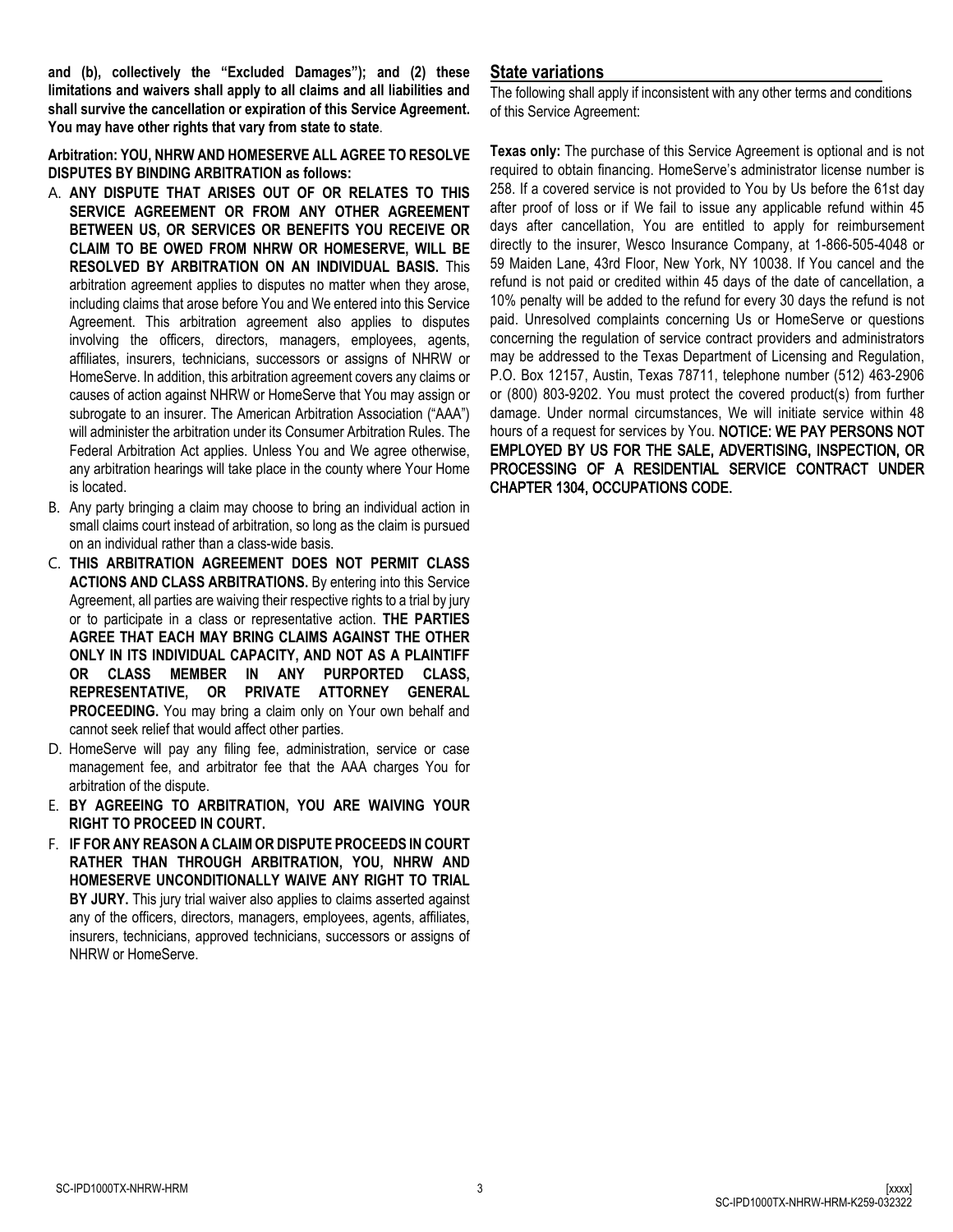**and (b), collectively the "Excluded Damages"); and (2) these limitations and waivers shall apply to all claims and all liabilities and shall survive the cancellation or expiration of this Service Agreement. You may have other rights that vary from state to state**.

**Arbitration: YOU, NHRW AND HOMESERVE ALL AGREE TO RESOLVE DISPUTES BY BINDING ARBITRATION as follows:**

A. **ANY DISPUTE THAT ARISES OUT OF OR RELATES TO THIS SERVICE AGREEMENT OR FROM ANY OTHER AGREEMENT BETWEEN US, OR SERVICES OR BENEFITS YOU RECEIVE OR CLAIM TO BE OWED FROM NHRW OR HOMESERVE, WILL BE RESOLVED BY ARBITRATION ON AN INDIVIDUAL BASIS.** This arbitration agreement applies to disputes no matter when they arose, including claims that arose before You and We entered into this Service Agreement. This arbitration agreement also applies to disputes involving the officers, directors, managers, employees, agents, affiliates, insurers, technicians, successors or assigns of NHRW or HomeServe. In addition, this arbitration agreement covers any claims or causes of action against NHRW or HomeServe that You may assign or subrogate to an insurer. The American Arbitration Association ("AAA") will administer the arbitration under its Consumer Arbitration Rules. The Federal Arbitration Act applies. Unless You and We agree otherwise, any arbitration hearings will take place in the county where Your Home is located.

B. Any party bringing a claim may choose to bring an individual action in small claims court instead of arbitration, so long as the claim is pursued on an individual rather than a class-wide basis.

C. **THIS ARBITRATION AGREEMENT DOES NOT PERMIT CLASS ACTIONS AND CLASS ARBITRATIONS.** By entering into this Service Agreement, all parties are waiving their respective rights to a trial by jury or to participate in a class or representative action. **THE PARTIES AGREE THAT EACH MAY BRING CLAIMS AGAINST THE OTHER ONLY IN ITS INDIVIDUAL CAPACITY, AND NOT AS A PLAINTIFF OR CLASS MEMBER IN ANY PURPORTED CLASS, REPRESENTATIVE, OR PRIVATE ATTORNEY GENERAL PROCEEDING.** You may bring a claim only on Your own behalf and cannot seek relief that would affect other parties.

D. HomeServe will pay any filing fee, administration, service or case management fee, and arbitrator fee that the AAA charges You for arbitration of the dispute.

E. **BY AGREEING TO ARBITRATION, YOU ARE WAIVING YOUR RIGHT TO PROCEED IN COURT.**

F. **IF FOR ANY REASON A CLAIM OR DISPUTE PROCEEDS IN COURT RATHER THAN THROUGH ARBITRATION, YOU, NHRW AND HOMESERVE UNCONDITIONALLY WAIVE ANY RIGHT TO TRIAL BY JURY.** This jury trial waiver also applies to claims asserted against any of the officers, directors, managers, employees, agents, affiliates, insurers, technicians, approved technicians, successors or assigns of NHRW or HomeServe.

## State variations

The following shall apply if inconsistent with any other terms and conditions of this Service Agreement:

**Texas only:** The purchase of this Service Agreement is optional and is not required to obtain financing. HomeServe's administrator license number is 258. If a covered service is not provided to You by Us before the 61st day after proof of loss or if We fail to issue any applicable refund within 45 days after cancellation, You are entitled to apply for reimbursement directly to the insurer, Wesco Insurance Company, at 1-866-505-4048 or 59 Maiden Lane, 43rd Floor, New York, NY 10038. If You cancel and the refund is not paid or credited within 45 days of the date of cancellation, a 10% penalty will be added to the refund for every 30 days the refund is not paid. Unresolved complaints concerning Us or HomeServe or questions concerning the regulation of service contract providers and administrators may be addressed to the Texas Department of Licensing and Regulation, P.O. Box 12157, Austin, Texas 78711, telephone number (512) 463-2906 or (800) 803-9202. You must protect the covered product(s) from further damage. Under normal circumstances, We will initiate service within 48 hours of a request for services by You. **NOTICE: WE PAY PERSONS NOT EMPLOYED BY US FOR THE SALE, ADVERTISING, INSPECTION, OR PROCESSING OF A RESIDENTIAL SERVICE CONTRACT UNDER CHAPTER 1304, OCCUPATIONS CODE.**